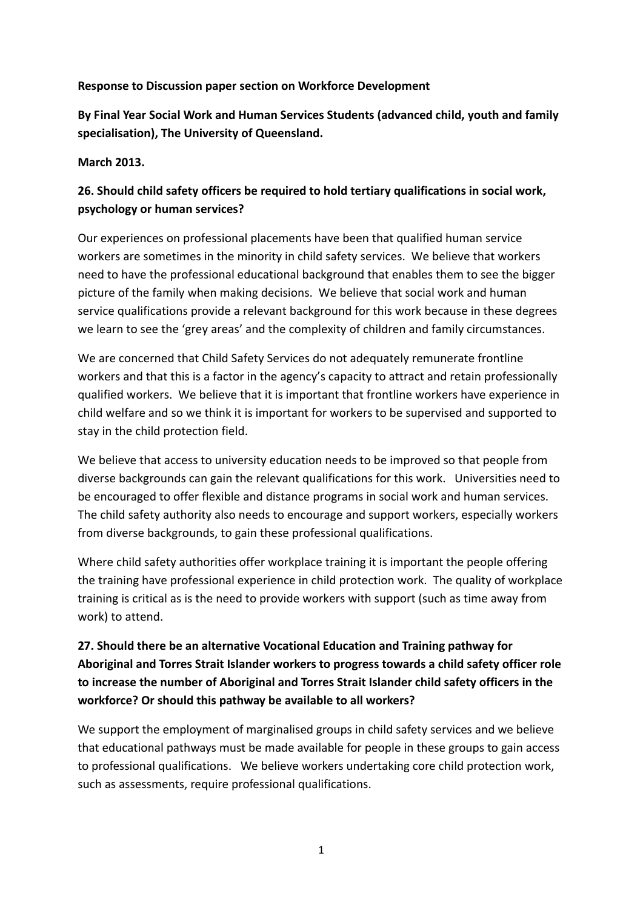**Response to Discussion paper section on Workforce Development**

**By Final Year Social Work and Human Services Students (advanced child, youth and family specialisation), The University of Queensland.**

**March 2013.**

**26. Should child safety officers be required to hold tertiary qualifications in social work, psychology or human services?**

Our experiences on professional placements have been that qualified human service workers are sometimes in the minority in child safety services. We believe that workers need to have the professional educational background that enables them to see the bigger picture of the family when making decisions. We believe that social work and human service qualifications provide a relevant background for this work because in these degrees we learn to see the 'grey areas' and the complexity of children and family circumstances.

We are concerned that Child Safety Services do not adequately remunerate frontline workers and that this is a factor in the agency's capacity to attract and retain professionally qualified workers. We believe that it is important that frontline workers have experience in child welfare and so we think it is important for workers to be supervised and supported to stay in the child protection field.

We believe that access to university education needs to be improved so that people from diverse backgrounds can gain the relevant qualifications for this work. Universities need to be encouraged to offer flexible and distance programs in social work and human services. The child safety authority also needs to encourage and support workers, especially workers from diverse backgrounds, to gain these professional qualifications.

Where child safety authorities offer workplace training it is important the people offering the training have professional experience in child protection work. The quality of workplace training is critical as is the need to provide workers with support (such as time away from work) to attend.

**27. Should there be an alternative Vocational Education and Training pathway for Aboriginal and Torres Strait Islander workers to progress towards a child safety officer role to increase the number of Aboriginal and Torres Strait Islander child safety officers in the workforce? Or should this pathway be available to all workers?**

We support the employment of marginalised groups in child safety services and we believe that educational pathways must be made available for people in these groups to gain access to professional qualifications. We believe workers undertaking core child protection work, such as assessments, require professional qualifications.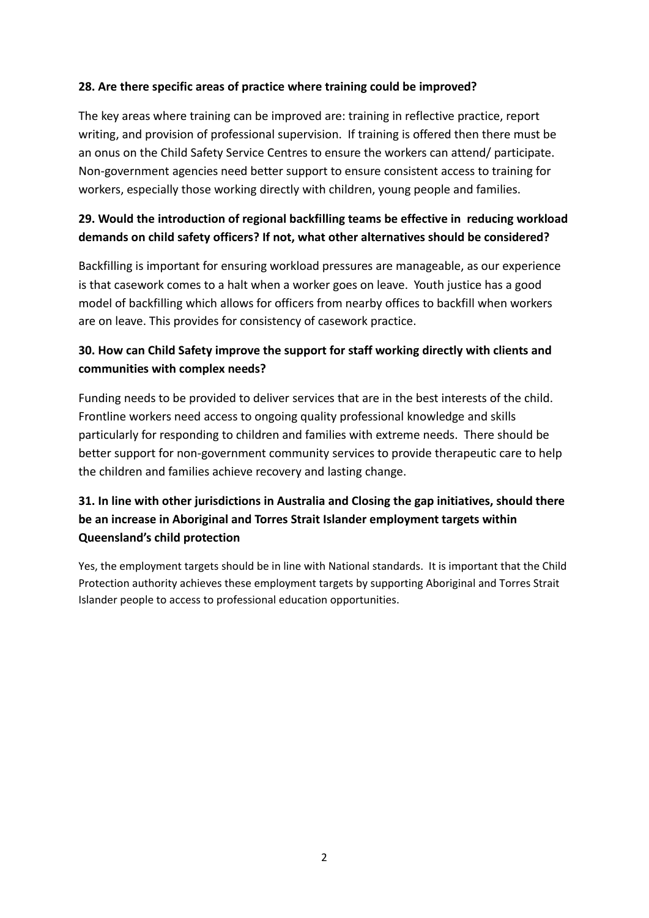**28. Are there specific areas of practice where training could be improved?**

The key areas where training can be improved are: training in reflective practice, report writing, and provision of professional supervision. If training is offered then there must be an onus on the Child Safety Service Centres to ensure the workers can attend/ participate. Non-government agencies need better support to ensure consistent access to training for workers, especially those working directly with children, young people and families.

**29. Would the introduction of regional backfilling teams be effective in reducing workload demands on child safety officers? If not, what other alternatives should be considered?**

Backfilling is important for ensuring workload pressures are manageable, as our experience is that casework comes to a halt when a worker goes on leave. Youth justice has a good model of backfilling which allows for officers from nearby offices to backfill when workers are on leave. This provides for consistency of casework practice.

**30. How can Child Safety improve the support for staff working directly with clients and communities with complex needs?**

Funding needs to be provided to deliver services that are in the best interests of the child. Frontline workers need access to ongoing quality professional knowledge and skills particularly for responding to children and families with extreme needs. There should be better support for non-government community services to provide therapeutic care to help the children and families achieve recovery and lasting change.

**31. In line with other jurisdictions in Australia and Closing the gap initiatives, should there be an increase in Aboriginal and Torres Strait Islander employment targets within Queensland's child protection**

Yes, the employment targets should be in line with National standards. It is important that the Child Protection authority achieves these employment targets by supporting Aboriginal and Torres Strait Islander people to access to professional education opportunities.